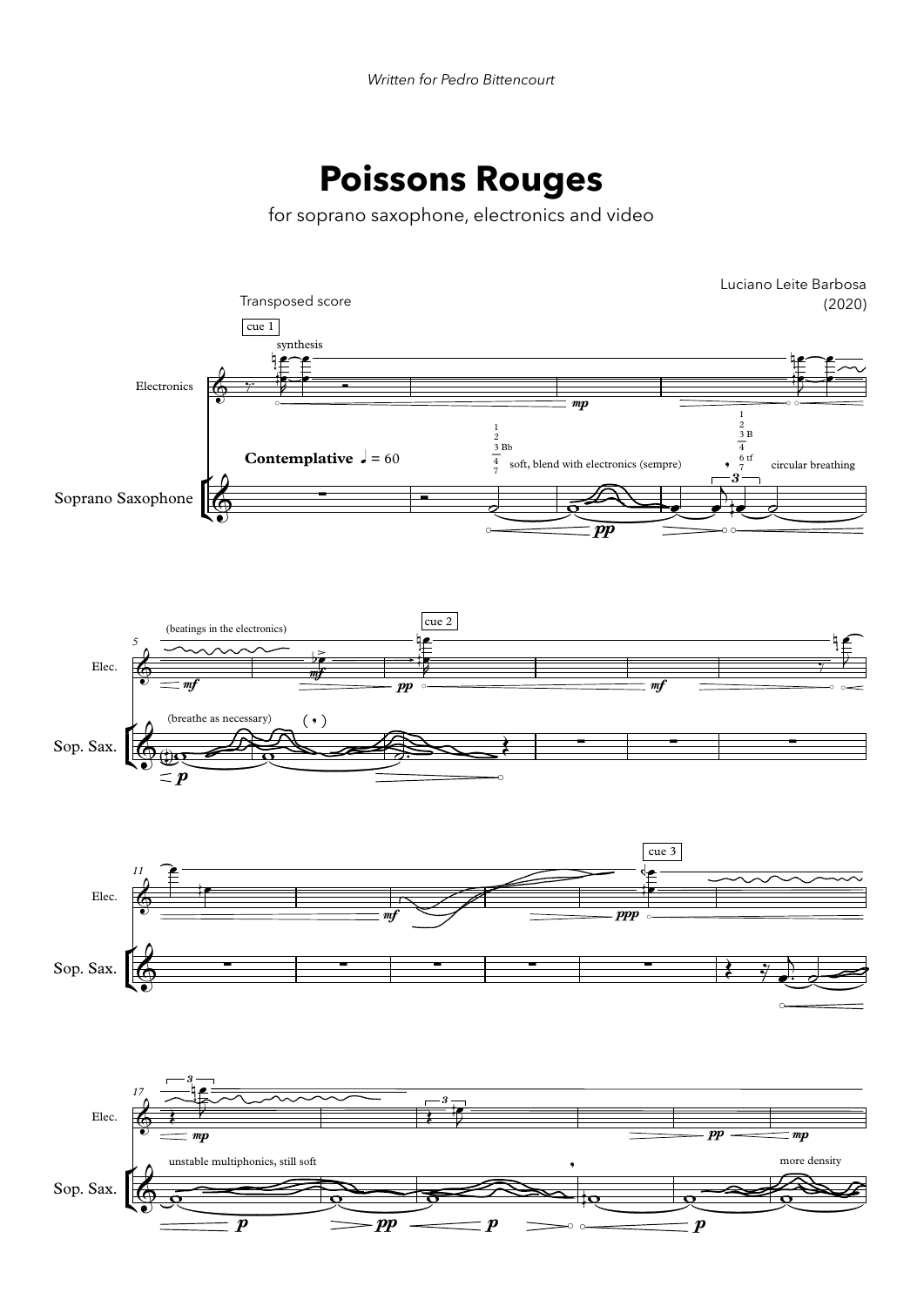*Written for Pedro Bittencourt*

# Poissons Rouges

for soprano saxophone, electronics and video

Transposed score

Luciano Leite Barbosa
(2020)

cue 1

synthesis

Electronics

Contemplative ♩ = 60

soft, blend with electronics (sempre)

circular breathing

Soprano Saxophone

(beatings in the electronics)

cue 2

Elec.

(breathe as necessary)

Sop. Sax.

cue 3

Elec.

Sop. Sax.

Elec.

unstable multiphonics, still soft

more density

Sop. Sax.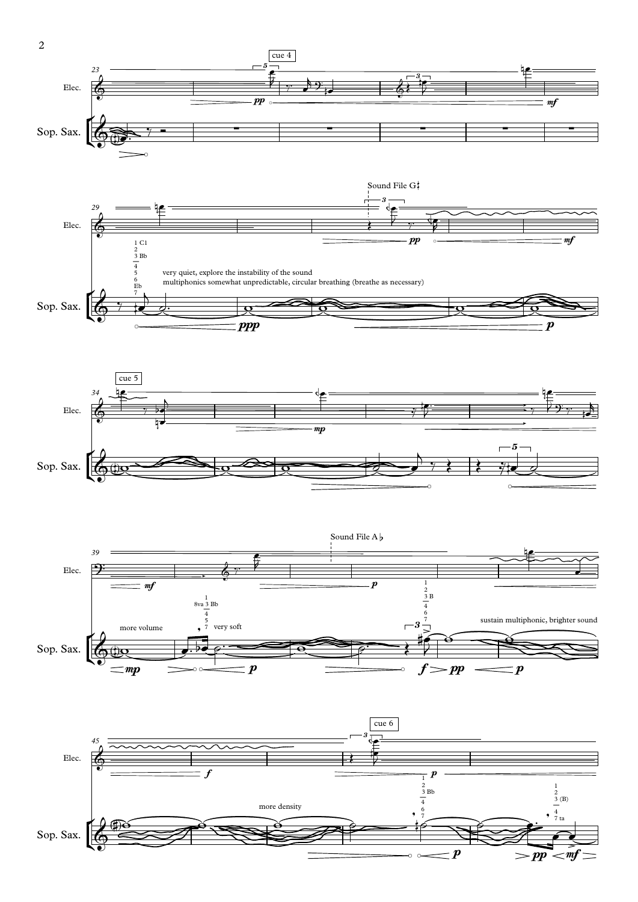cue 4

Sound File G♮

very quiet, explore the instability of the sound
multiphonics somewhat unpredictable, circular breathing (breathe as necessary)

cue 5

Sound File A♭

more volume

very soft

sustain multiphonic, brighter sound

cue 6

more density